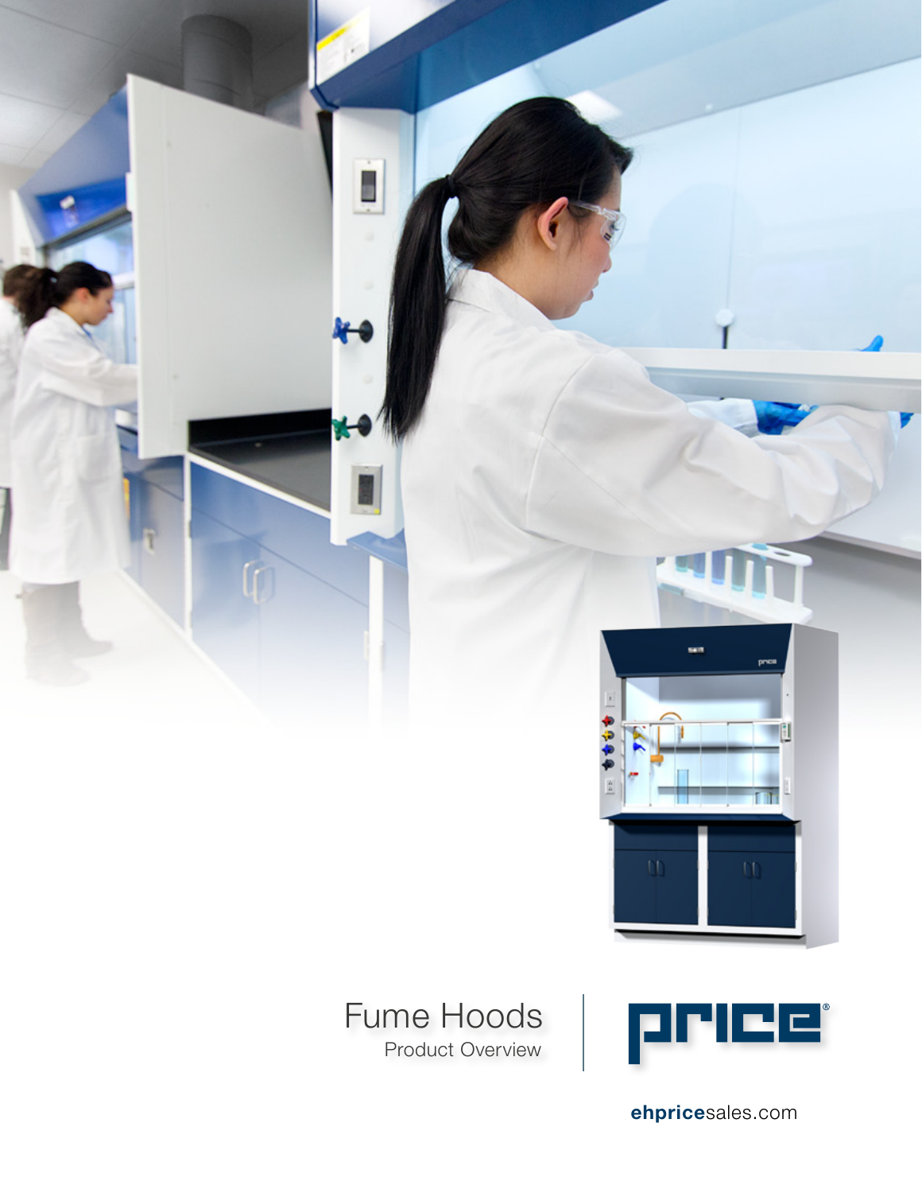# Fume Hoods

Product Overview

price®

**ehprice**sales.com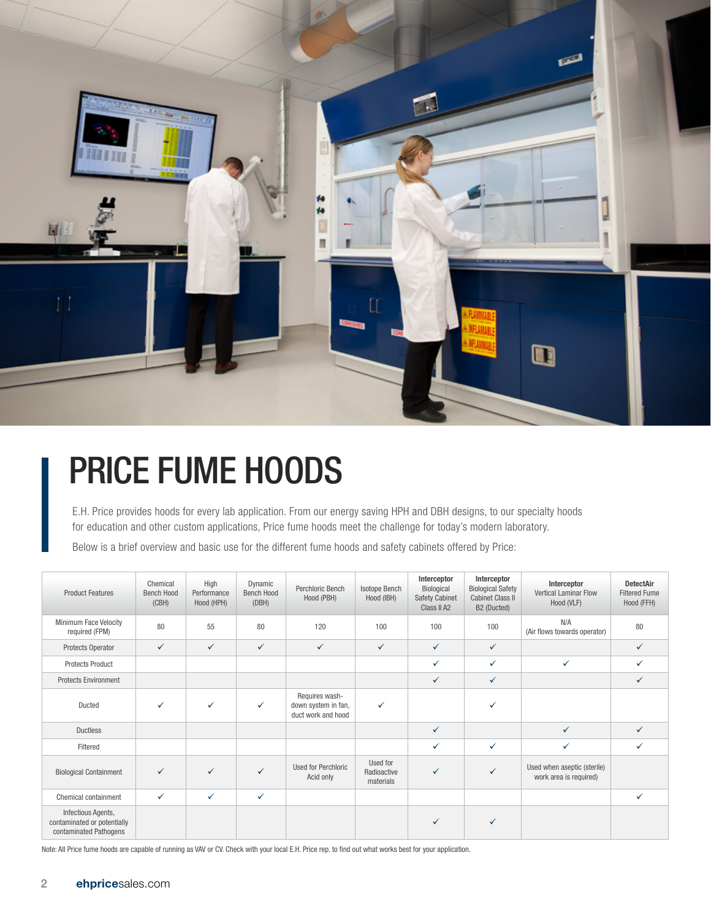# PRICE FUME HOODS

E.H. Price provides hoods for every lab application. From our energy saving HPH and DBH designs, to our specialty hoods for education and other custom applications, Price fume hoods meet the challenge for today's modern laboratory.

Below is a brief overview and basic use for the different fume hoods and safety cabinets offered by Price:

| Product Features | Chemical Bench Hood (CBH) | High Performance Hood (HPH) | Dynamic Bench Hood (DBH) | Perchloric Bench Hood (PBH) | Isotope Bench Hood (IBH) | **Interceptor** Biological Safety Cabinet Class II A2 | **Interceptor** Biological Safety Cabinet Class II B2 (Ducted) | **Interceptor** Vertical Laminar Flow Hood (VLF) | **DetectAir** Filtered Fume Hood (FFH) |
|---|---|---|---|---|---|---|---|---|---|
| Minimum Face Velocity required (FPM) | 80 | 55 | 80 | 120 | 100 | 100 | 100 | N/A (Air flows towards operator) | 80 |
| Protects Operator | ✓ | ✓ | ✓ | ✓ | ✓ | ✓ | ✓ | | ✓ |
| Protects Product | | | | | | ✓ | ✓ | ✓ | ✓ |
| Protects Environment | | | | | | ✓ | ✓ | | ✓ |
| Ducted | ✓ | ✓ | ✓ | Requires wash-down system in fan, duct work and hood | ✓ | | ✓ | | |
| Ductless | | | | | | ✓ | | ✓ | ✓ |
| Filtered | | | | | | ✓ | ✓ | ✓ | ✓ |
| Biological Containment | ✓ | ✓ | ✓ | Used for Perchloric Acid only | Used for Radioactive materials | ✓ | ✓ | Used when aseptic (sterile) work area is required) | |
| Chemical containment | ✓ | ✓ | ✓ | | | | | | ✓ |
| Infectious Agents, contaminated or potentially contaminated Pathogens | | | | | | ✓ | ✓ | | |

Note: All Price fume hoods are capable of running as VAV or CV. Check with your local E.H. Price rep. to find out what works best for your application.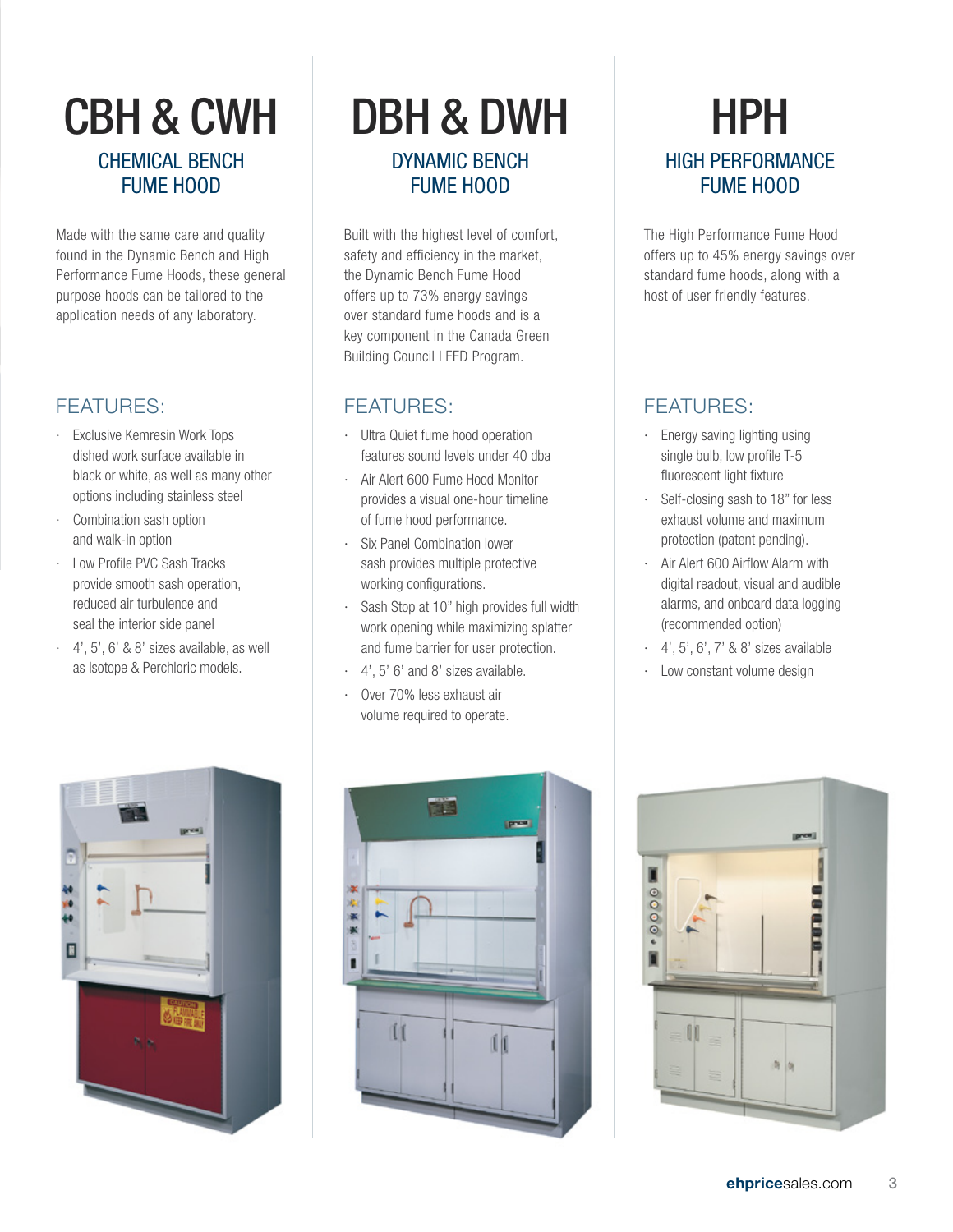# CBH & CWH

## CHEMICAL BENCH FUME HOOD

Made with the same care and quality found in the Dynamic Bench and High Performance Fume Hoods, these general purpose hoods can be tailored to the application needs of any laboratory.

### FEATURES:

- Exclusive Kemresin Work Tops dished work surface available in black or white, as well as many other options including stainless steel
- Combination sash option and walk-in option
- Low Profile PVC Sash Tracks provide smooth sash operation, reduced air turbulence and seal the interior side panel
- 4', 5', 6' & 8' sizes available, as well as Isotope & Perchloric models.

# DBH & DWH

## DYNAMIC BENCH FUME HOOD

Built with the highest level of comfort, safety and efficiency in the market, the Dynamic Bench Fume Hood offers up to 73% energy savings over standard fume hoods and is a key component in the Canada Green Building Council LEED Program.

### FEATURES:

- Ultra Quiet fume hood operation features sound levels under 40 dba
- Air Alert 600 Fume Hood Monitor provides a visual one-hour timeline of fume hood performance.
- Six Panel Combination lower sash provides multiple protective working configurations.
- Sash Stop at 10" high provides full width work opening while maximizing splatter and fume barrier for user protection.
- 4', 5' 6' and 8' sizes available.
- Over 70% less exhaust air volume required to operate.

# HPH

## HIGH PERFORMANCE FUME HOOD

The High Performance Fume Hood offers up to 45% energy savings over standard fume hoods, along with a host of user friendly features.

### FEATURES:

- Energy saving lighting using single bulb, low profile T-5 fluorescent light fixture
- Self-closing sash to 18" for less exhaust volume and maximum protection (patent pending).
- Air Alert 600 Airflow Alarm with digital readout, visual and audible alarms, and onboard data logging (recommended option)
- 4', 5', 6', 7' & 8' sizes available
- Low constant volume design

**ehprice**sales.com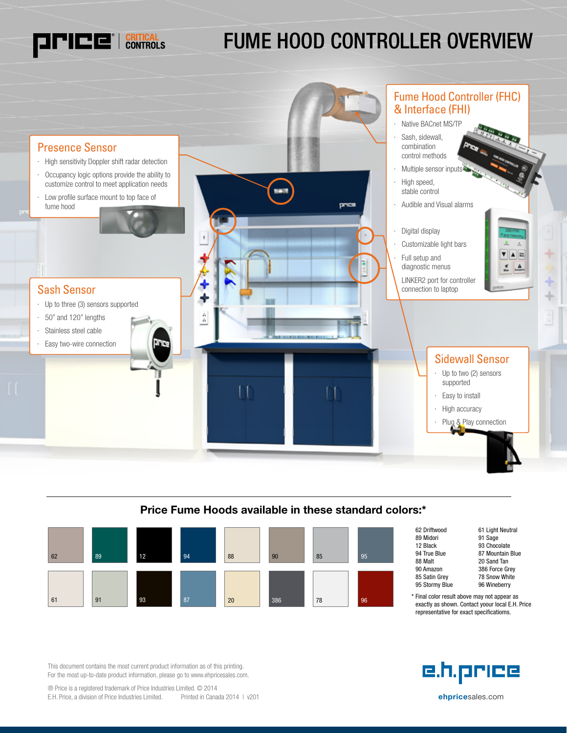price® | CRITICAL CONTROLS

# FUME HOOD CONTROLLER OVERVIEW

## Presence Sensor

- High sensitivity Doppler shift radar detection
- Occupancy logic options provide the ability to customize control to meet application needs
- Low profile surface mount to top face of fume hood

## Sash Sensor

- Up to three (3) sensors supported
- 50" and 120" lengths
- Stainless steel cable
- Easy two-wire connection

## Fume Hood Controller (FHC) & Interface (FHI)

- Native BACnet MS/TP
- Sash, sidewall, combination control methods
- Multiple sensor inputs
- High speed, stable control
- Audible and Visual alarms
- Digital display
- Customizable light bars
- Full setup and diagnostic menus
- LINKER2 port for controller connection to laptop

## Sidewall Sensor

- Up to two (2) sensors supported
- Easy to install
- High accuracy
- Plug & Play connection

---

**Price Fume Hoods available in these standard colors:***

| | |
|---|---|
| 62 Driftwood | 61 Light Neutral |
| 89 Midori | 91 Sage |
| 12 Black | 93 Chocolate |
| 94 True Blue | 87 Mountain Blue |
| 88 Malt | 20 Sand Tan |
| 90 Amazon | 386 Force Grey |
| 85 Satin Grey | 78 Snow White |
| 95 Stormy Blue | 96 Wineberry |

\* Final color result above may not appear as exactly as shown. Contact yoour local E.H. Price representative for exact specificatioms.

This document contains the most current product information as of this printing.
For the most up-to-date product information, please go to www.ehpricesales.com.

® Price is a registered trademark of Price Industries Limited. © 2014
E.H. Price, a division of Price Industries Limited. Printed in Canada 2014 | v201

e.h.price
ehpricesales.com